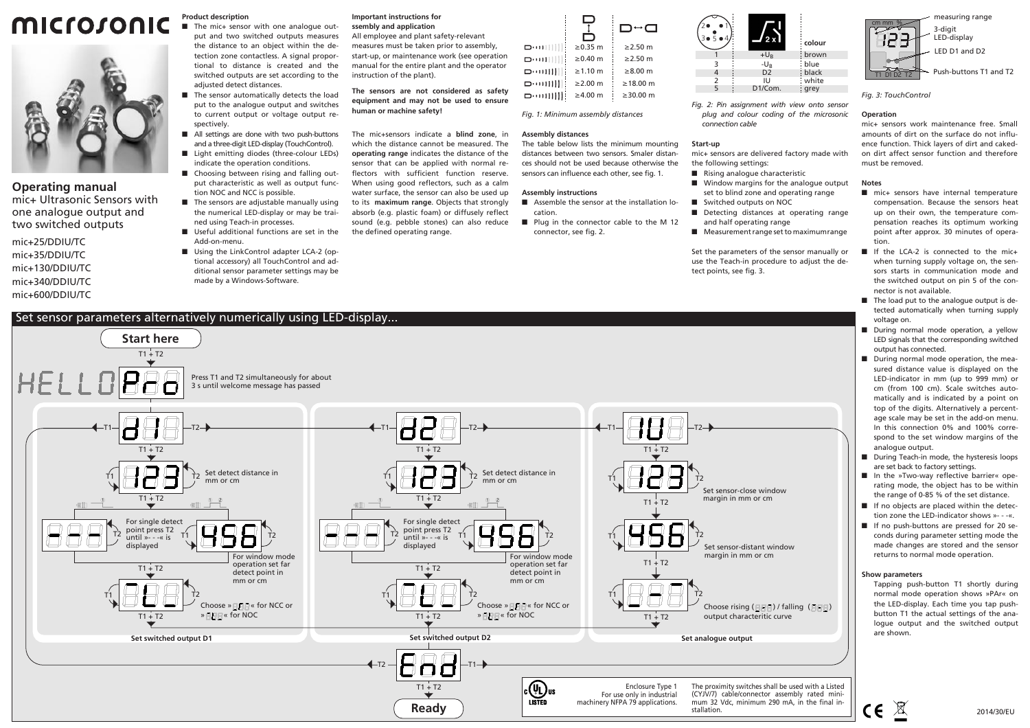# microsonic

## Operating manual

mic+ Ultrasonic Sensors with one analogue output and two switched outputs

mic+25/DDIU/TC
mic+35/DDIU/TC
mic+130/DDIU/TC
mic+340/DDIU/TC
mic+600/DDIU/TC

### Product description

- The mic+ sensor with one analogue output and two switched outputs measures the distance to an object within the detection zone contactless. A signal proportional to distance is created and the switched outputs are set according to the adjusted detect distances.
- The sensor automatically detects the load put to the analogue output and switches to current output or voltage output respectively.
- All settings are done with two push-buttons and a three-digit LED-display (TouchControl).
- Light emitting diodes (three-colour LEDs) indicate the operation conditions.
- Choosing between rising and falling output characteristic as well as output function NOC and NCC is possible.
- The sensors are adjustable manually using the numerical LED-display or may be trained using Teach-in processes.
- Useful additional functions are set in the Add-on-menu.
- Using the LinkControl adapter LCA-2 (optional accessory) all TouchControl and additional sensor parameter settings may be made by a Windows-Software.

### Important instructions for assembly and application

All employee and plant safety-relevant measures must be taken prior to assembly, start-up, or maintenance work (see operation manual for the entire plant and the operator instruction of the plant).

**The sensors are not considered as safety equipment and may not be used to ensure human or machine safety!**

The mic+sensors indicate a **blind zone**, in which the distance cannot be measured. The **operating range** indicates the distance of the sensor that can be applied with normal reflectors with sufficient function reserve. When using good reflectors, such as a calm water surface, the sensor can also be used up to its **maximum range**. Objects that strongly absorb (e.g. plastic foam) or diffusely reflect sound (e.g. pebble stones) can also reduce the defined operating range.

| | ↕ | ↔ |
|---|---|---|
| mic+25 | ≥0.35 m | ≥2.50 m |
| mic+35 | ≥0.40 m | ≥2.50 m |
| mic+130 | ≥1.10 m | ≥8.00 m |
| mic+340 | ≥2.00 m | ≥18.00 m |
| mic+600 | ≥4.00 m | ≥30.00 m |

*Fig. 1: Minimum assembly distances*

### Assembly distances

The table below lists the minimum mounting distances between two sensors. Smaler distances should not be used because otherwise the sensors can influence each other, see fig. 1.

### Assembly instructions

- Assemble the sensor at the installation location.
- Plug in the connector cable to the M 12 connector, see fig. 2.

| Pin | | colour |
|---|---|---|
| 1 | $+U_B$ | brown |
| 3 | $-U_B$ | blue |
| 4 | D2 | black |
| 2 | IU | white |
| 5 | D1/Com. | grey |

*Fig. 2: Pin assignment with view onto sensor plug and colour coding of the microsonic connection cable*

### Start-up

mic+ sensors are delivered factory made with the following settings:

- Rising analogue characteristic
- Window margins for the analogue output set to blind zone and operating range
- Switched outputs on NOC
- Detecting distances at operating range and half operating range
- Measurement range set to maximum range

Set the parameters of the sensor manually or use the Teach-in procedure to adjust the detect points, see fig. 3.

measuring range
3-digit LED-display
LED D1 and D2
Push-buttons T1 and T2

*Fig. 3: TouchControl*

### Operation

mic+ sensors work maintenance free. Small amounts of dirt on the surface do not influence function. Thick layers of dirt and caked-on dirt affect sensor function and therefore must be removed.

### Notes

- mic+ sensors have internal temperature compensation. Because the sensors heat up on their own, the temperature compensation reaches its optimum working point after approx. 30 minutes of operation.
- If the LCA-2 is connected to the mic+ when turning supply voltage on, the sensors starts in communication mode and the switched output on pin 5 of the connector is not available.
- The load put to the analogue output is detected automatically when turning supply voltage on.
- During normal mode operation, a yellow LED signals that the corresponding switched output has connected.
- During normal mode operation, the measured distance value is displayed on the LED-indicator in mm (up to 999 mm) or cm (from 100 cm). Scale switches automatically and is indicated by a point on top of the digits. Alternatively a percentage scale may be set in the add-on menu. In this connection 0% and 100% correspond to the set window margins of the analogue output.
- During Teach-in mode, the hysteresis loops are set back to factory settings.
- In the »Two-way reflective barrier« operating mode, the object has to be within the range of 0-85 % of the set distance.
- If no objects are placed within the detection zone the LED-indicator shows »- - -«.
- If no push-buttons are pressed for 20 seconds during parameter setting mode the made changes are stored and the sensor returns to normal mode operation.

### Show parameters

Tapping push-button T1 shortly during normal mode operation shows »PAr« on the LED-display. Each time you tap push-button T1 the actual settings of the analogue output and the switched output are shown.

## Set sensor parameters alternatively numerically using LED-display...

**Start here**

T1 + T2: HELLO Pro — Press T1 and T2 simultaneously for about 3 s until welcome message has passed

**Set switched output D1** (d1; T1/T2 to navigate)
- T1 + T2 → 123: Set detect distance in mm or cm (T1/T2)
- T1 + T2 → For single detect point press T2 until »- - -« is displayed; For window mode operation set far detect point in mm or cm (456)
- T1 + T2 → Choose »ncc« for NCC or »noc« for NOC
- T1 + T2

**Set switched output D2** (d2; T1/T2 to navigate)
- T1 + T2 → 123: Set detect distance in mm or cm (T1/T2)
- T1 + T2 → For single detect point press T2 until »- - -« is displayed; For window mode operation set far detect point in mm or cm (456)
- T1 + T2 → Choose »ncc« for NCC or »noc« for NOC
- T1 + T2

**Set analogue output** (IU; T1/T2 to navigate)
- T1 + T2 → 123: Set sensor-close window margin in mm or cm
- T1 + T2 → 456: Set sensor-distant window margin in mm or cm
- T1 + T2 → Choose rising / falling output characteritic curve
- T1 + T2

End (T1/T2 to navigate) — T1 + T2 → **Ready**

Enclosure Type 1
For use only in industrial machinery NFPA 79 applications.

The proximity switches shall be used with a Listed (CYJV/7) cable/connector assembly rated minimum 32 Vdc, minimum 290 mA, in the final installation.

2014/30/EU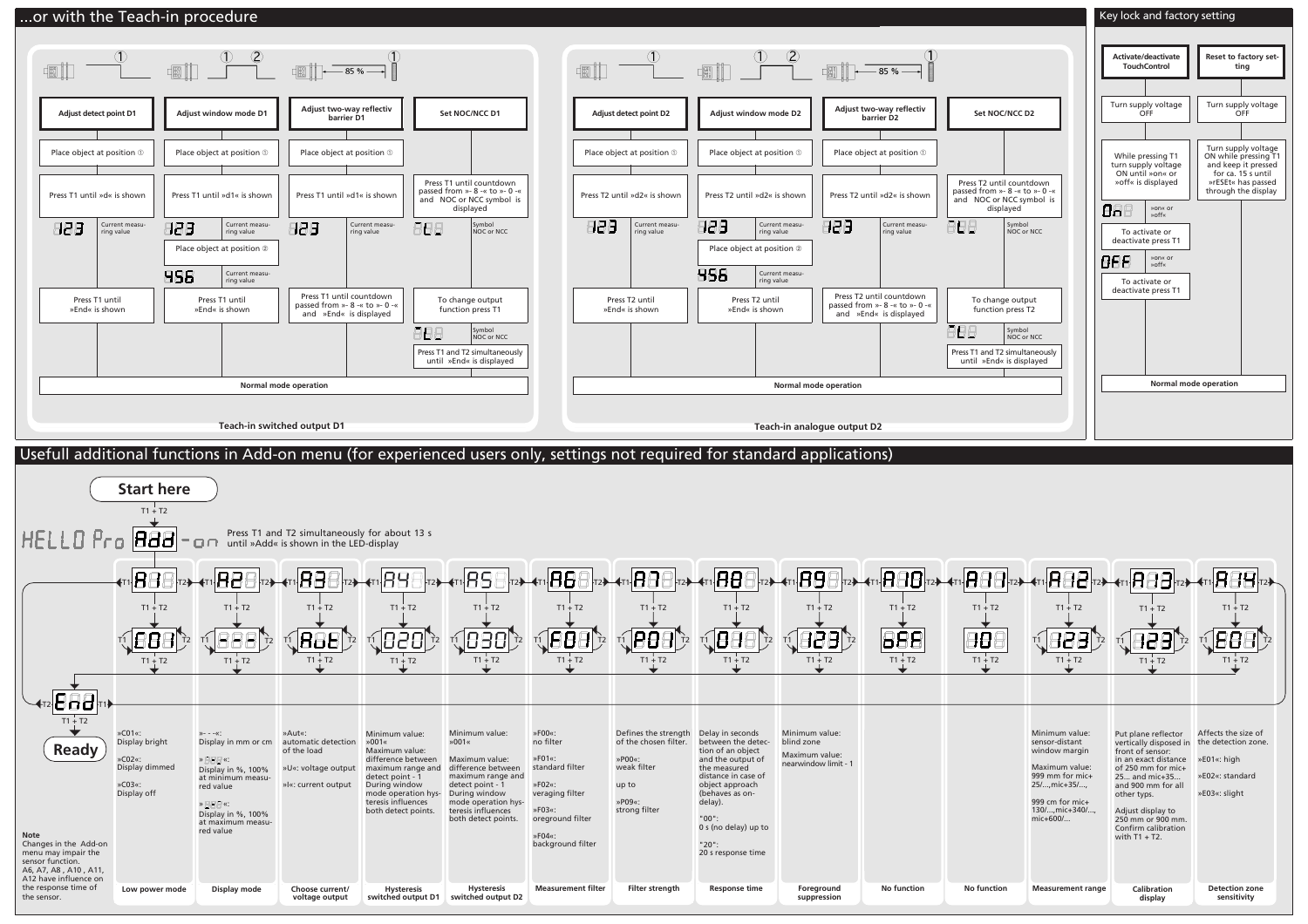## ...or with the Teach-in procedure

### Teach-in switched output D1

**Adjust detect point D1**
- Place object at position ①
- Press T1 until »d« is shown
- 123 — Current measuring value
- Press T1 until »End« is shown

**Adjust window mode D1**
- Place object at position ①
- Press T1 until »d1« is shown
- 123 — Current measuring value
- Place object at position ②
- 456 — Current measuring value
- Press T1 until »End« is shown

**Adjust two-way reflectiv barrier D1**
- Place object at position ①
- Press T1 until »d1« is shown
- 123 — Current measuring value
- Press T1 until countdown passed from »- 8 -« to »- 0 -« and »End« is displayed

**Set NOC/NCC D1**
- Press T1 until countdown passed from »- 8 -« to »- 0 -« and NOC or NCC symbol is displayed
- Symbol NOC or NCC
- To change output function press T1
- Symbol NOC or NCC
- Press T1 and T2 simultaneously until »End« is displayed

Normal mode operation

### Teach-in analogue output D2

**Adjust detect point D2**
- Place object at position ①
- Press T2 until »d2« is shown
- 123 — Current measuring value
- Press T2 until »End« is shown

**Adjust window mode D2**
- Place object at position ①
- Press T2 until »d2« is shown
- 123 — Current measuring value
- Place object at position ②
- 456 — Current measuring value
- Press T2 until »End« is shown

**Adjust two-way reflectiv barrier D2**
- Place object at position ①
- Press T2 until »d2« is shown
- 123 — Current measuring value
- Press T2 until countdown passed from »- 8 -« to »- 0 -« and »End« is displayed

**Set NOC/NCC D2**
- Press T2 until countdown passed from »- 8 -« to »- 0 -« and NOC or NCC symbol is displayed
- Symbol NOC or NCC
- To change output function press T2
- Symbol NOC or NCC
- Press T1 and T2 simultaneously until »End« is displayed

Normal mode operation

## Key lock and factory setting

**Activate/deactivate TouchControl**
- Turn supply voltage OFF
- While pressing T1 turn supply voltage ON until »on« or »off« is displayed
- On — »on« or »off«
- To activate or deactivate press T1
- OFF — »on« or »off«
- To activate or deactivate press T1

**Reset to factory setting**
- Turn supply voltage OFF
- Turn supply voltage ON while pressing T1 and keep it pressed for ca. 15 s until »rESEt« has passed through the display

Normal mode operation

## Usefull additional functions in Add-on menu (for experienced users only, settings not required for standard applications)

**Start here**

HELLO Pro → Add-on: Press T1 and T2 simultaneously for about 13 s until »Add« is shown in the LED-display

Navigate between menu items A1 … A14 with T1 / T2; enter with T1 + T2; change value with T1 / T2; confirm with T1 + T2. Exit via »End« with T1 + T2 → **Ready**

| Menu | Default | Description | Function |
|---|---|---|---|
| A1 | C01 | »C01«: Display bright; »C02«: Display dimmed; »C03«: Display off | Low power mode |
| A2 | - - - | »- - -«: Display in mm or cm; »...«: Display in %, 100% at minimum measured value; »...«: Display in %, 100% at maximum measured value | Display mode |
| A3 | Aut | »Aut«: automatic detection of the load; »U«: voltage output; »I«: current output | Choose current/ voltage output |
| A4 | 020 | Minimum value: »001«; Maximum value: difference between maximum range and detect point - 1. During window mode operation hysteresis influences both detect points. | Hysteresis switched output D1 |
| A5 | 030 | Minimum value: »001«; Maximum value: difference between maximum range and detect point - 1. During window mode operation hysteresis influences both detect points. | Hysteresis switched output D2 |
| A6 | F01 | »F00«: no filter; »F01«: standard filter; »F02«: veraging filter; »F03«: oreground filter; »F04«: background filter | Measurement filter |
| A7 | P01 | Defines the strength of the chosen filter. »P00«: weak filter up to »P09«: strong filter | Filter strength |
| A8 | 01 | Delay in seconds between the detection of an object and the output of the measured distance in case of object approach (behaves as on-delay). "00": 0 s (no delay) up to "20": 20 s response time | Response time |
| A9 | 123 | Minimum value: blind zone; Maximum value: nearwindow limit - 1 | Foreground suppression |
| A10 | oFF | | No function |
| A11 | 10 | | No function |
| A12 | 123 | Minimum value: sensor-distant window margin. Maximum value: 999 mm for mic+25/...,mic+35/..., 999 cm for mic+130/...,mic+340/..., mic+600/... | Measurement range |
| A13 | 123 | Put plane reflector vertically disposed in front of sensor: in an exact distance of 250 mm for mic+25... and mic+35... and 900 mm for all other typs. Adjust display to 250 mm or 900 mm. Confirm calibration with T1 + T2. | Calibration display |
| A14 | E01 | Affects the size of the detection zone. »E01«: high; »E02«: standard; »E03«: slight | Detection zone sensitivity |

**Note**
Changes in the Add-on menu may impair the sensor function. A6, A7, A8, A10, A11, A12 have influence on the response time of the sensor.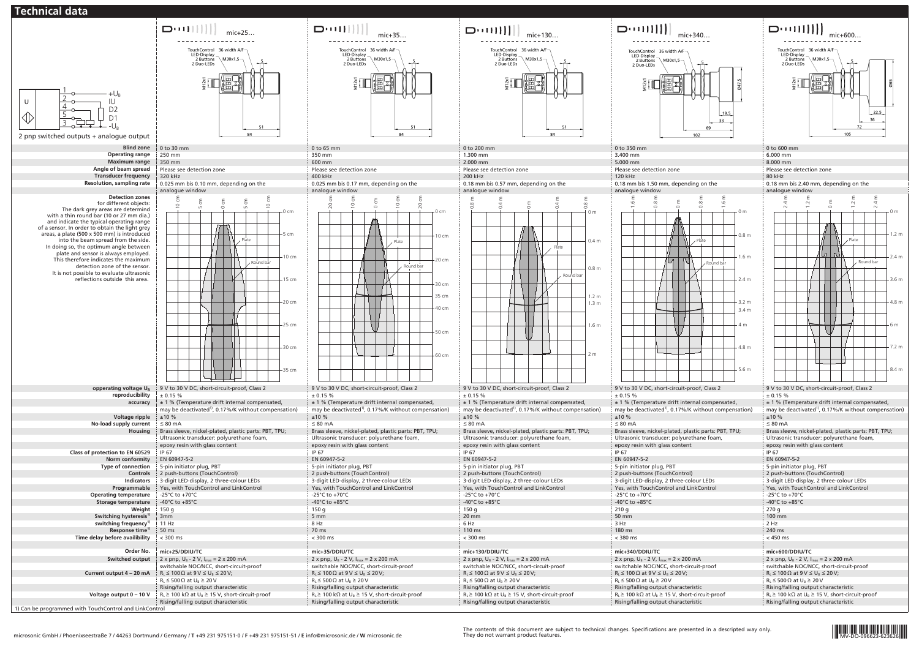## Technical data

2 pnp switched outputs + analogue output

1 — +U_B
2 — IU
4 — D2
5 — D1
3 — -U_B

| | mic+25… | mic+35… | mic+130… | mic+340… | mic+600… |
|---|---|---|---|---|---|
| | TouchControl, LED-Display, 2 Buttons, 2 Duo-LEDs, 36 width A/F, M30x1,5, M12x1, 5, 51, 84 | TouchControl, LED-Display, 2 Buttons, 2 Duo-LEDs, 36 width A/F, M30x1,5, M12x1, 5, 51, 84 | TouchControl, LED-Display, 2 Buttons, 2 Duo-LEDs, 36 width A/F, M30x1,5, M12x1, 5, 51, 84 | TouchControl, LED-Display, 2 Buttons, 2 Duo-LEDs, 36 width A/F, M30x1,5, M12x1, 5, Ø47,5, 19,5, 33, 69, 102 | TouchControl, LED-Display, 2 Buttons, 2 Duo-LEDs, 36 width A/F, M30x1,5, M12x1, 5, Ø65, 22,5, 36, 72, 105 |
| **Blind zone** | 0 to 30 mm | 0 to 65 mm | 0 to 200 mm | 0 to 350 mm | 0 to 600 mm |
| **Operating range** | 250 mm | 350 mm | 1.300 mm | 3.400 mm | 6.000 mm |
| **Maximum range** | 350 mm | 600 mm | 2.000 mm | 5.000 mm | 8.000 mm |
| **Angle of beam spread** | Please see detection zone | Please see detection zone | Please see detection zone | Please see detection zone | Please see detection zone |
| **Transducer frequency** | 320 kHz | 400 kHz | 200 kHz | 120 kHz | 80 kHz |
| **Resolution, sampling rate** | 0.025 mm bis 0.10 mm, depending on the analogue window | 0.025 mm bis 0.17 mm, depending on the analogue window | 0.18 mm bis 0.57 mm, depending on the analogue window | 0.18 mm bis 1.50 mm, depending on the analogue window | 0.18 mm bis 2.40 mm, depending on the analogue window |
| **Detection zones** for different objects: The dark grey areas are determind with a thin round bar (10 or 27 mm dia.) and indicate the typical operating range of a sensor. In order to obtain the light grey areas, a plate (500 x 500 mm) is introduced into the beam spread from the side. In doing so, the optimum angle between plate and sensor is always employed. This therefore indicates the maximum detection zone of the sensor. It is not possible to evaluate ultrasonic reflections outside this area. | 10 cm, 5 cm, 0 cm, 5 cm, 10 cm; 0 cm, 5 cm, 10 cm, 15 cm, 20 cm, 25 cm, 30 cm, 35 cm; Plate, Round bar | 20 cm, 10 cm, 0 cm, 10 cm, 20 cm; 0 cm, 10 cm, 20 cm, 30 cm, 35 cm, 40 cm, 50 cm, 60 cm; Plate, Round bar | 0.8 m, 0.4 m, 0 m, 0.4 m, 0.8 m; 0 m, 0.4 m, 0.8 m, 1.2 m, 1.3 m, 1.6 m, 2 m; Plate, Round bar | 1.6 m, 0.8 m, 0 m, 0.8 m, 1.6 m; 0 m, 0.8 m, 1.6 m, 2.4 m, 3.2 m, 3.4 m, 4 m, 4.8 m, 5.6 m; Plate, Round bar | 2.4 m, 1.2 m, 0 m, 1.2 m, 2.4 m; 0 m, 1.2 m, 2.4 m, 3.6 m, 4.8 m, 6 m, 7.2 m, 8.4 m; Plate, Round bar |
| **operating voltage $U_B$** | 9 V to 30 V DC, short-circuit-proof, Class 2 | 9 V to 30 V DC, short-circuit-proof, Class 2 | 9 V to 30 V DC, short-circuit-proof, Class 2 | 9 V to 30 V DC, short-circuit-proof, Class 2 | 9 V to 30 V DC, short-circuit-proof, Class 2 |
| **reproducibility** | ± 0.15 % | ± 0.15 % | ± 0.15 % | ± 0.15 % | ± 0.15 % |
| **accuracy** | ± 1 % (Temperature drift internal compensated, may be deactivated[1], 0.17%/K without compensation) | ± 1 % (Temperature drift internal compensated, may be deactivated[1], 0.17%/K without compensation) | ± 1 % (Temperature drift internal compensated, may be deactivated[1], 0.17%/K without compensation) | ± 1 % (Temperature drift internal compensated, may be deactivated[1], 0.17%/K without compensation) | ± 1 % (Temperature drift internal compensated, may be deactivated[1], 0.17%/K without compensation) |
| **Voltage ripple** | ±10 % | ±10 % | ±10 % | ±10 % | ±10 % |
| **No-load supply current** | ≤ 80 mA | ≤ 80 mA | ≤ 80 mA | ≤ 80 mA | ≤ 80 mA |
| **Housing** | Brass sleeve, nickel-plated, plastic parts: PBT, TPU; Ultrasonic transducer: polyurethane foam, epoxy resin with glass content | Brass sleeve, nickel-plated, plastic parts: PBT, TPU; Ultrasonic transducer: polyurethane foam, epoxy resin with glass content | Brass sleeve, nickel-plated, plastic parts: PBT, TPU; Ultrasonic transducer: polyurethane foam, epoxy resin with glass content | Brass sleeve, nickel-plated, plastic parts: PBT, TPU; Ultrasonic transducer: polyurethane foam, epoxy resin with glass content | Brass sleeve, nickel-plated, plastic parts: PBT, TPU; Ultrasonic transducer: polyurethane foam, epoxy resin with glass content |
| **Class of protection to EN 60529** | IP 67 | IP 67 | IP 67 | IP 67 | IP 67 |
| **Norm conformity** | EN 60947-5-2 | EN 60947-5-2 | EN 60947-5-2 | EN 60947-5-2 | EN 60947-5-2 |
| **Type of connection** | 5-pin initiator plug, PBT | 5-pin initiator plug, PBT | 5-pin initiator plug, PBT | 5-pin initiator plug, PBT | 5-pin initiator plug, PBT |
| **Controls** | 2 push-buttons (TouchControl) | 2 push-buttons (TouchControl) | 2 push-buttons (TouchControl) | 2 push-buttons (TouchControl) | 2 push-buttons (TouchControl) |
| **Indicators** | 3-digit LED-display, 2 three-colour LEDs | 3-digit LED-display, 2 three-colour LEDs | 3-digit LED-display, 2 three-colour LEDs | 3-digit LED-display, 2 three-colour LEDs | 3-digit LED-display, 2 three-colour LEDs |
| **Programmable** | Yes, with TouchControl and LinkControl | Yes, with TouchControl and LinkControl | Yes, with TouchControl and LinkControl | Yes, with TouchControl and LinkControl | Yes, with TouchControl and LinkControl |
| **Operating temperature** | -25°C to +70°C | -25°C to +70°C | -25°C to +70°C | -25°C to +70°C | -25°C to +70°C |
| **Storage temperature** | -40°C to +85°C | -40°C to +85°C | -40°C to +85°C | -40°C to +85°C | -40°C to +85°C |
| **Weight** | 150 g | 150 g | 150 g | 210 g | 270 g |
| **Switching hysteresis[1]** | 3mm | 5 mm | 20 mm | 50 mm | 100 mm |
| **switching frequency[1]** | 11 Hz | 8 Hz | 6 Hz | 3 Hz | 2 Hz |
| **Response time[1]** | 50 ms | 70 ms | 110 ms | 180 ms | 240 ms |
| **Time delay before availibility** | < 300 ms | < 300 ms | < 300 ms | < 380 ms | < 450 ms |
| **Order No.** | **mic+25/DDIU/TC** | **mic+35/DDIU/TC** | **mic+130/DDIU/TC** | **mic+340/DDIU/TC** | **mic+600/DDIU/TC** |
| **Switched output** | 2 x pnp, $U_B$ - 2 V, $I_{max}$ = 2 x 200 mA switchable NOC/NCC, short-circuit-proof | 2 x pnp, $U_B$ - 2 V, $I_{max}$ = 2 x 200 mA switchable NOC/NCC, short-circuit-proof | 2 x pnp, $U_B$ - 2 V, $I_{max}$ = 2 x 200 mA switchable NOC/NCC, short-circuit-proof | 2 x pnp, $U_B$ - 2 V, $I_{max}$ = 2 x 200 mA switchable NOC/NCC, short-circuit-proof | 2 x pnp, $U_B$ - 2 V, $I_{max}$ = 2 x 200 mA switchable NOC/NCC, short-circuit-proof |
| **Current output 4 – 20 mA** | $R_L$ ≤ 100 Ω at 9 V ≤ $U_B$ ≤ 20 V; $R_L$ ≤ 500 Ω at $U_B$ ≥ 20 V Rising/falling output characteristic | $R_L$ ≤ 100 Ω at 9 V ≤ $U_B$ ≤ 20 V; $R_L$ ≤ 500 Ω at $U_B$ ≥ 20 V Rising/falling output characteristic | $R_L$ ≤ 100 Ω at 9 V ≤ $U_B$ ≤ 20 V; $R_L$ ≤ 500 Ω at $U_B$ ≥ 20 V Rising/falling output characteristic | $R_L$ ≤ 100 Ω at 9 V ≤ $U_B$ ≤ 20 V; $R_L$ ≤ 500 Ω at $U_B$ ≥ 20 V Rising/falling output characteristic | $R_L$ ≤ 100 Ω at 9 V ≤ $U_B$ ≤ 20 V; $R_L$ ≤ 500 Ω at $U_B$ ≥ 20 V Rising/falling output characteristic |
| **Voltage output 0 – 10 V** | $R_L$ ≥ 100 kΩ at $U_B$ ≥ 15 V, short-circuit-proof Rising/falling output characteristic | $R_L$ ≥ 100 kΩ at $U_B$ ≥ 15 V, short-circuit-proof Rising/falling output characteristic | $R_L$ ≥ 100 kΩ at $U_B$ ≥ 15 V, short-circuit-proof Rising/falling output characteristic | $R_L$ ≥ 100 kΩ at $U_B$ ≥ 15 V, short-circuit-proof Rising/falling output characteristic | $R_L$ ≥ 100 kΩ at $U_B$ ≥ 15 V, short-circuit-proof Rising/falling output characteristic |

1) Can be programmed with TouchControl and LinkControl

microsonic GmbH / Phoenixseestraße 7 / 44263 Dortmund / Germany / **T** +49 231 975151-0 / **F** +49 231 975151-51 / **E** info@microsonic.de / **W** microsonic.de

The contents of this document are subject to technical changes. Specifications are presented in a descripted way only. They do not warrant product features.

MV-DO-096623-623626